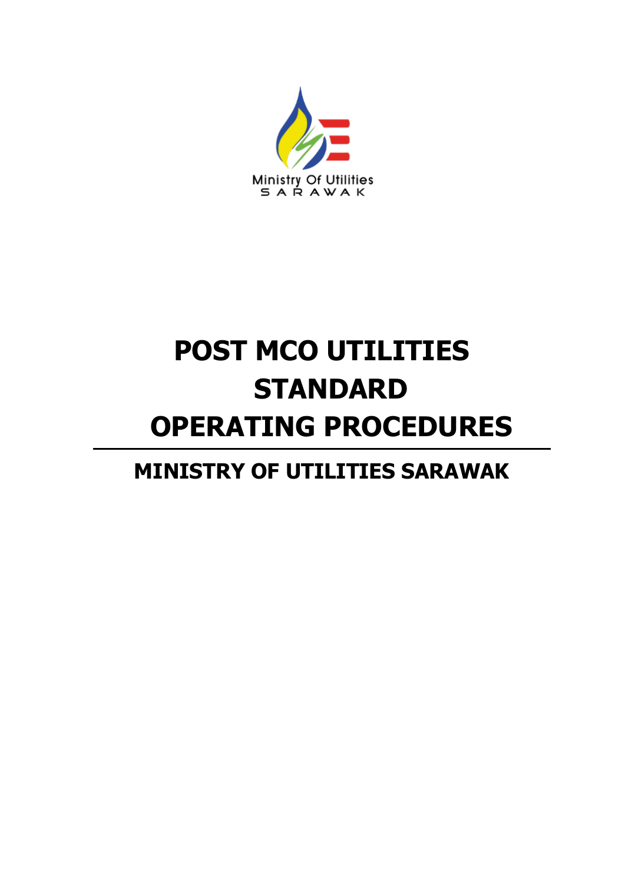Ministry Of Utilities
SARAWAK

# POST MCO UTILITIES STANDARD OPERATING PROCEDURES

## MINISTRY OF UTILITIES SARAWAK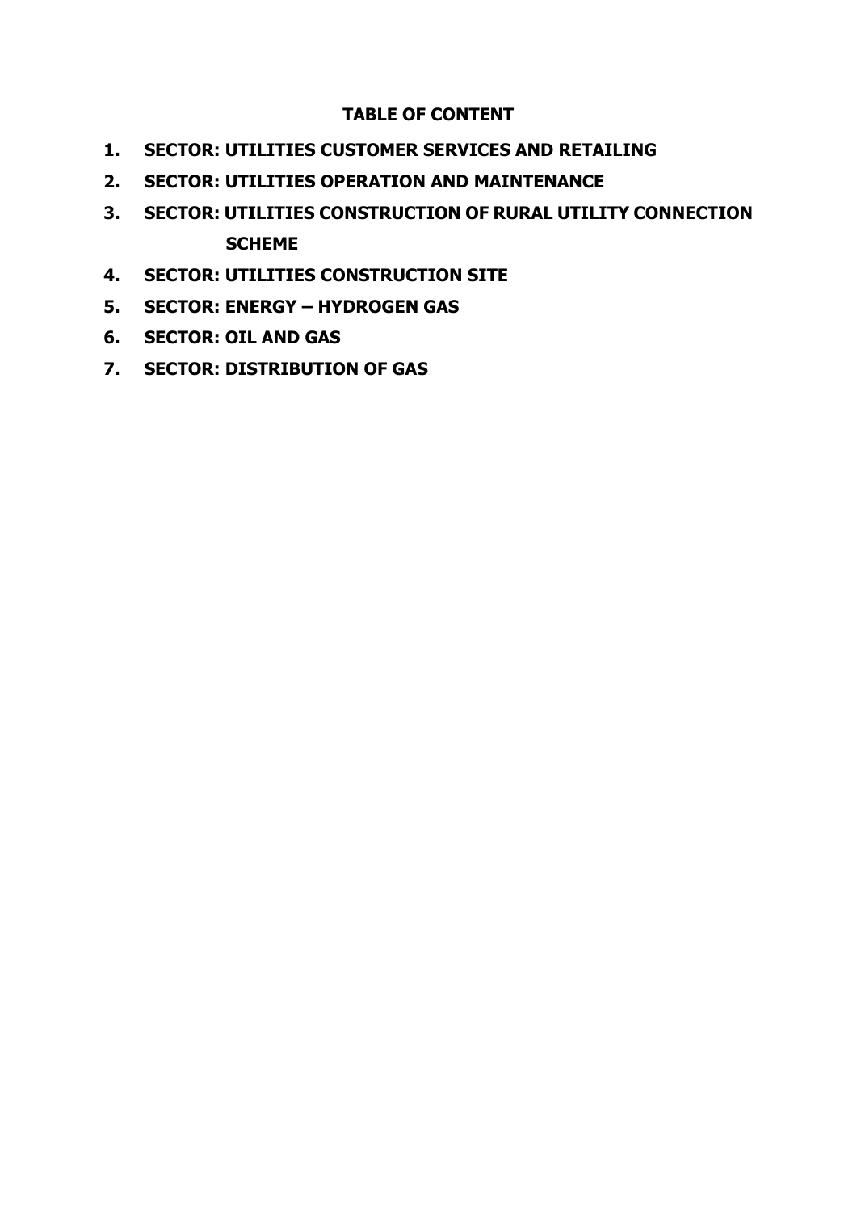## TABLE OF CONTENT

1. **SECTOR: UTILITIES CUSTOMER SERVICES AND RETAILING**
2. **SECTOR: UTILITIES OPERATION AND MAINTENANCE**
3. **SECTOR: UTILITIES CONSTRUCTION OF RURAL UTILITY CONNECTION SCHEME**
4. **SECTOR: UTILITIES CONSTRUCTION SITE**
5. **SECTOR: ENERGY – HYDROGEN GAS**
6. **SECTOR: OIL AND GAS**
7. **SECTOR: DISTRIBUTION OF GAS**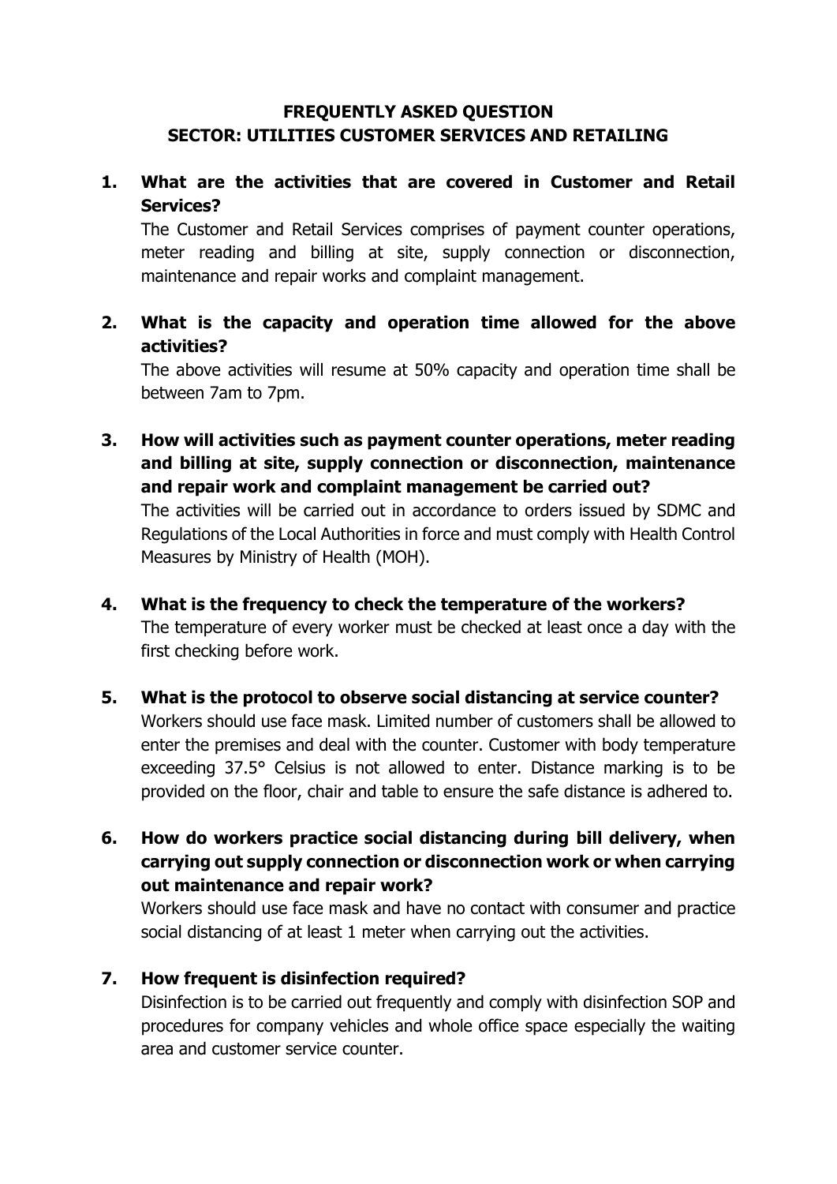# FREQUENTLY ASKED QUESTION
## SECTOR: UTILITIES CUSTOMER SERVICES AND RETAILING

**1. What are the activities that are covered in Customer and Retail Services?**

The Customer and Retail Services comprises of payment counter operations, meter reading and billing at site, supply connection or disconnection, maintenance and repair works and complaint management.

**2. What is the capacity and operation time allowed for the above activities?**

The above activities will resume at 50% capacity and operation time shall be between 7am to 7pm.

**3. How will activities such as payment counter operations, meter reading and billing at site, supply connection or disconnection, maintenance and repair work and complaint management be carried out?**

The activities will be carried out in accordance to orders issued by SDMC and Regulations of the Local Authorities in force and must comply with Health Control Measures by Ministry of Health (MOH).

**4. What is the frequency to check the temperature of the workers?**

The temperature of every worker must be checked at least once a day with the first checking before work.

**5. What is the protocol to observe social distancing at service counter?**

Workers should use face mask. Limited number of customers shall be allowed to enter the premises and deal with the counter. Customer with body temperature exceeding 37.5° Celsius is not allowed to enter. Distance marking is to be provided on the floor, chair and table to ensure the safe distance is adhered to.

**6. How do workers practice social distancing during bill delivery, when carrying out supply connection or disconnection work or when carrying out maintenance and repair work?**

Workers should use face mask and have no contact with consumer and practice social distancing of at least 1 meter when carrying out the activities.

**7. How frequent is disinfection required?**

Disinfection is to be carried out frequently and comply with disinfection SOP and procedures for company vehicles and whole office space especially the waiting area and customer service counter.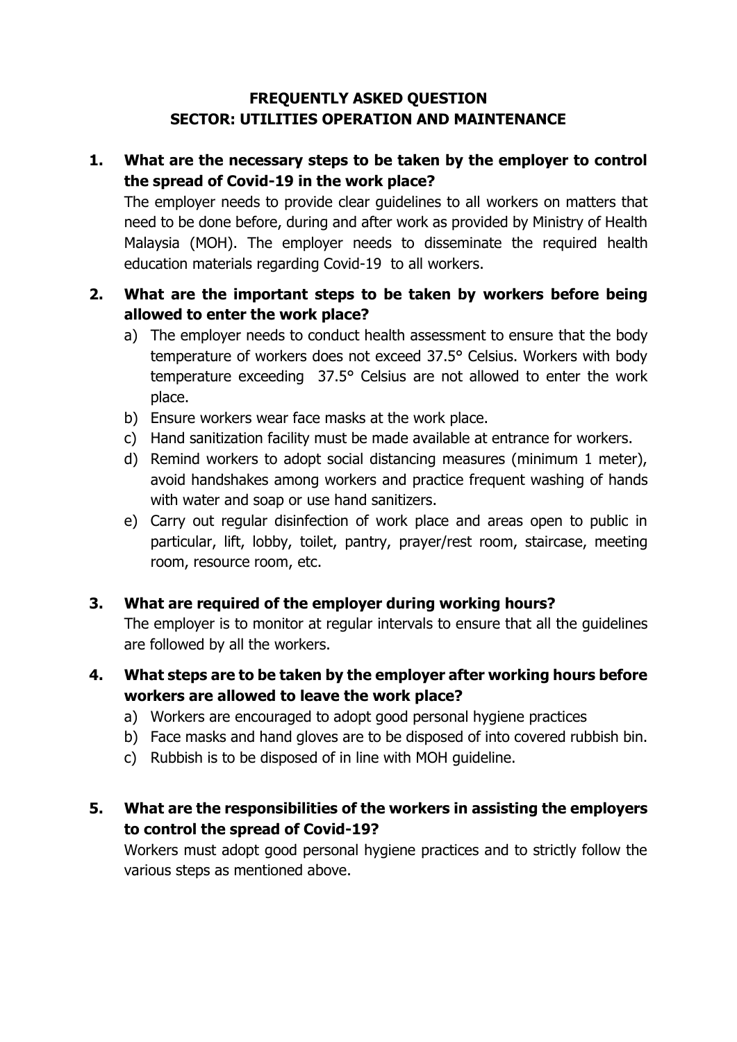**FREQUENTLY ASKED QUESTION**
**SECTOR: UTILITIES OPERATION AND MAINTENANCE**

**1. What are the necessary steps to be taken by the employer to control the spread of Covid-19 in the work place?**

The employer needs to provide clear guidelines to all workers on matters that need to be done before, during and after work as provided by Ministry of Health Malaysia (MOH). The employer needs to disseminate the required health education materials regarding Covid-19 to all workers.

**2. What are the important steps to be taken by workers before being allowed to enter the work place?**

a) The employer needs to conduct health assessment to ensure that the body temperature of workers does not exceed 37.5° Celsius. Workers with body temperature exceeding 37.5° Celsius are not allowed to enter the work place.
b) Ensure workers wear face masks at the work place.
c) Hand sanitization facility must be made available at entrance for workers.
d) Remind workers to adopt social distancing measures (minimum 1 meter), avoid handshakes among workers and practice frequent washing of hands with water and soap or use hand sanitizers.
e) Carry out regular disinfection of work place and areas open to public in particular, lift, lobby, toilet, pantry, prayer/rest room, staircase, meeting room, resource room, etc.

**3. What are required of the employer during working hours?**

The employer is to monitor at regular intervals to ensure that all the guidelines are followed by all the workers.

**4. What steps are to be taken by the employer after working hours before workers are allowed to leave the work place?**

a) Workers are encouraged to adopt good personal hygiene practices
b) Face masks and hand gloves are to be disposed of into covered rubbish bin.
c) Rubbish is to be disposed of in line with MOH guideline.

**5. What are the responsibilities of the workers in assisting the employers to control the spread of Covid-19?**

Workers must adopt good personal hygiene practices and to strictly follow the various steps as mentioned above.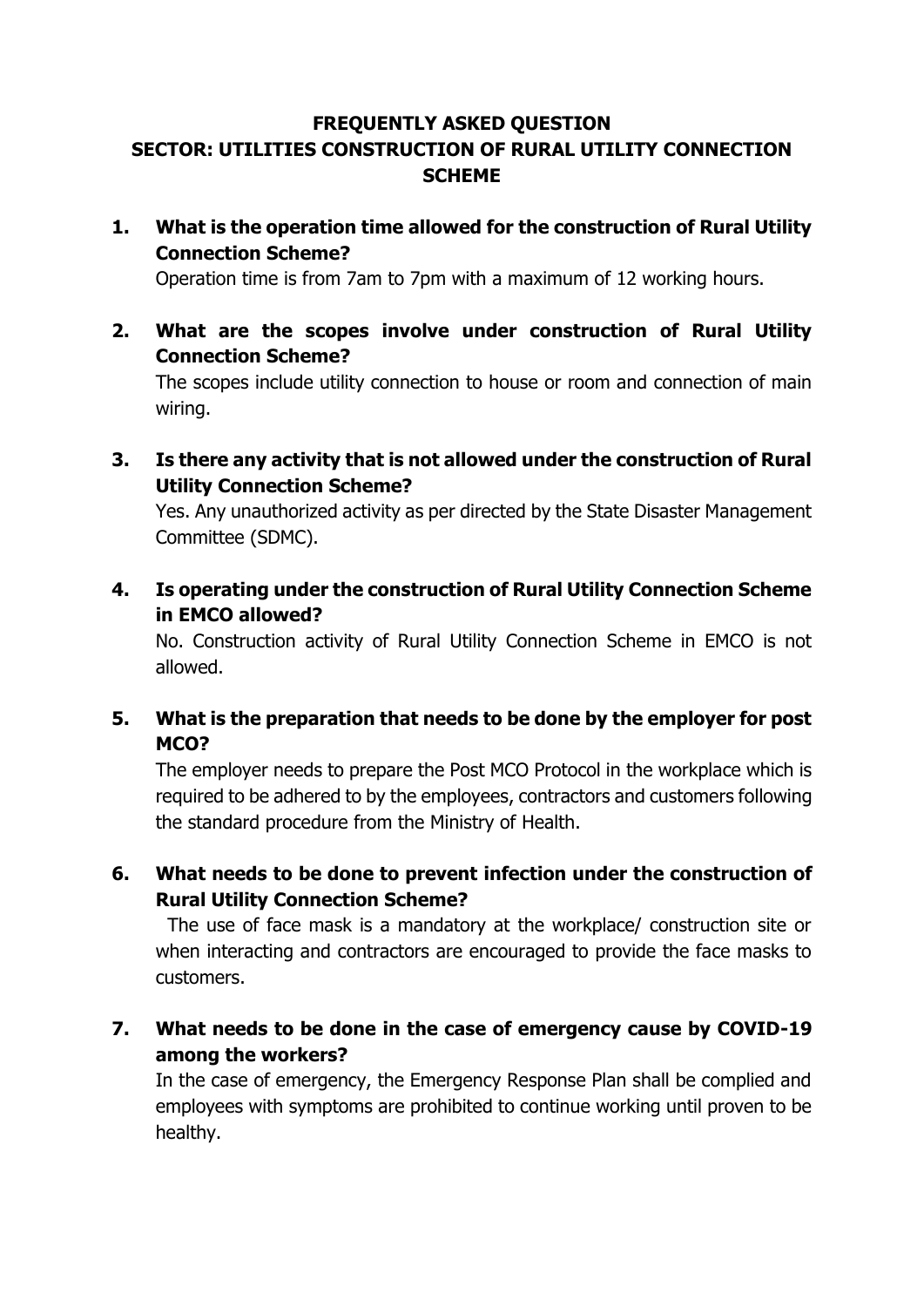# FREQUENTLY ASKED QUESTION
## SECTOR: UTILITIES CONSTRUCTION OF RURAL UTILITY CONNECTION SCHEME

1. **What is the operation time allowed for the construction of Rural Utility Connection Scheme?**

   Operation time is from 7am to 7pm with a maximum of 12 working hours.

2. **What are the scopes involve under construction of Rural Utility Connection Scheme?**

   The scopes include utility connection to house or room and connection of main wiring.

3. **Is there any activity that is not allowed under the construction of Rural Utility Connection Scheme?**

   Yes. Any unauthorized activity as per directed by the State Disaster Management Committee (SDMC).

4. **Is operating under the construction of Rural Utility Connection Scheme in EMCO allowed?**

   No. Construction activity of Rural Utility Connection Scheme in EMCO is not allowed.

5. **What is the preparation that needs to be done by the employer for post MCO?**

   The employer needs to prepare the Post MCO Protocol in the workplace which is required to be adhered to by the employees, contractors and customers following the standard procedure from the Ministry of Health.

6. **What needs to be done to prevent infection under the construction of Rural Utility Connection Scheme?**

   The use of face mask is a mandatory at the workplace/ construction site or when interacting and contractors are encouraged to provide the face masks to customers.

7. **What needs to be done in the case of emergency cause by COVID-19 among the workers?**

   In the case of emergency, the Emergency Response Plan shall be complied and employees with symptoms are prohibited to continue working until proven to be healthy.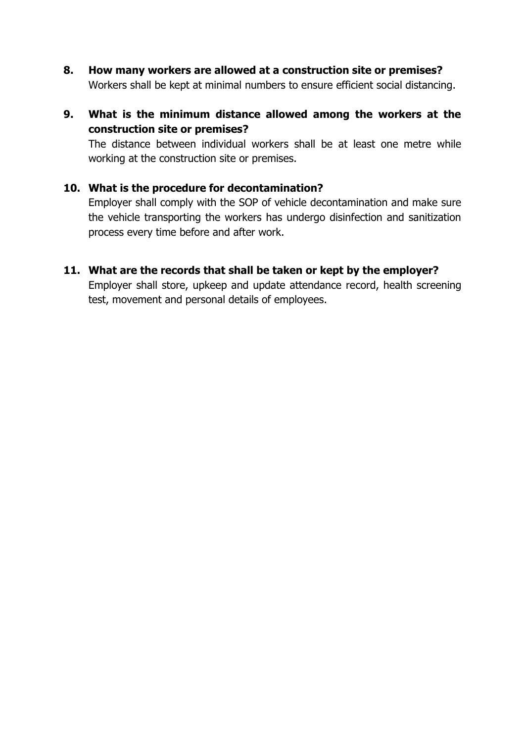**8. How many workers are allowed at a construction site or premises?**

Workers shall be kept at minimal numbers to ensure efficient social distancing.

**9. What is the minimum distance allowed among the workers at the construction site or premises?**

The distance between individual workers shall be at least one metre while working at the construction site or premises.

**10. What is the procedure for decontamination?**

Employer shall comply with the SOP of vehicle decontamination and make sure the vehicle transporting the workers has undergo disinfection and sanitization process every time before and after work.

**11. What are the records that shall be taken or kept by the employer?**

Employer shall store, upkeep and update attendance record, health screening test, movement and personal details of employees.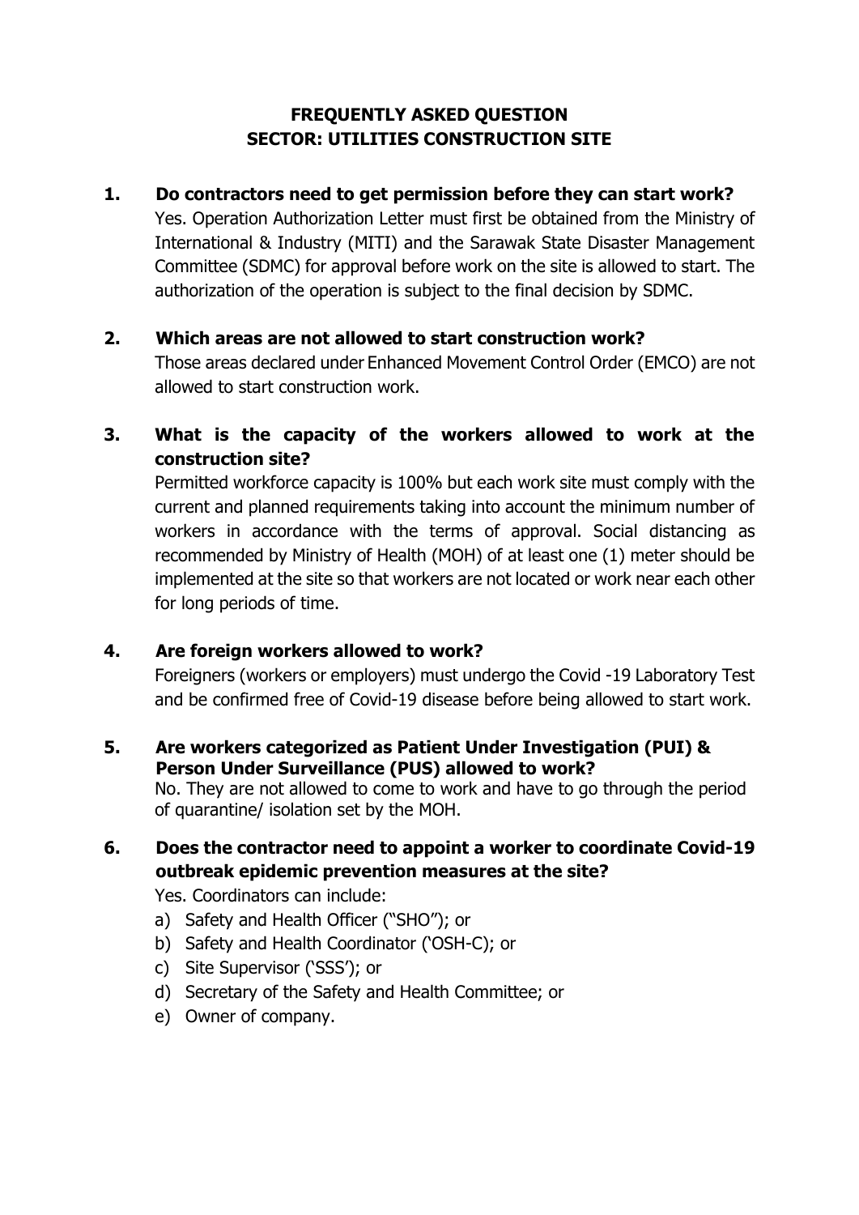**FREQUENTLY ASKED QUESTION**
**SECTOR: UTILITIES CONSTRUCTION SITE**

**1. Do contractors need to get permission before they can start work?**

Yes. Operation Authorization Letter must first be obtained from the Ministry of International & Industry (MITI) and the Sarawak State Disaster Management Committee (SDMC) for approval before work on the site is allowed to start. The authorization of the operation is subject to the final decision by SDMC.

**2. Which areas are not allowed to start construction work?**

Those areas declared under Enhanced Movement Control Order (EMCO) are not allowed to start construction work.

**3. What is the capacity of the workers allowed to work at the construction site?**

Permitted workforce capacity is 100% but each work site must comply with the current and planned requirements taking into account the minimum number of workers in accordance with the terms of approval. Social distancing as recommended by Ministry of Health (MOH) of at least one (1) meter should be implemented at the site so that workers are not located or work near each other for long periods of time.

**4. Are foreign workers allowed to work?**

Foreigners (workers or employers) must undergo the Covid -19 Laboratory Test and be confirmed free of Covid-19 disease before being allowed to start work.

**5. Are workers categorized as Patient Under Investigation (PUI) & Person Under Surveillance (PUS) allowed to work?**

No. They are not allowed to come to work and have to go through the period of quarantine/ isolation set by the MOH.

**6. Does the contractor need to appoint a worker to coordinate Covid-19 outbreak epidemic prevention measures at the site?**

Yes. Coordinators can include:

a) Safety and Health Officer ("SHO"); or
b) Safety and Health Coordinator ('OSH-C); or
c) Site Supervisor ('SSS'); or
d) Secretary of the Safety and Health Committee; or
e) Owner of company.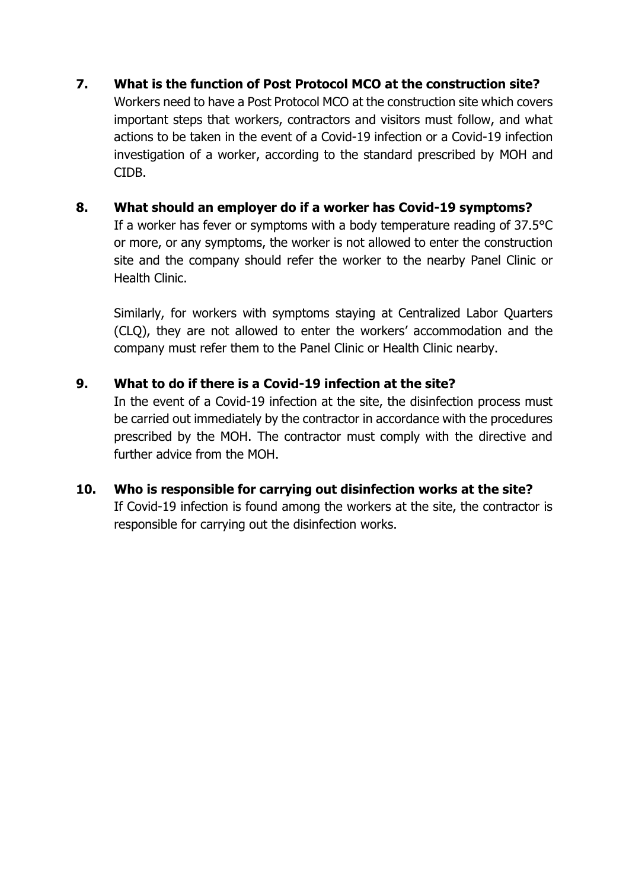**7. What is the function of Post Protocol MCO at the construction site?**

Workers need to have a Post Protocol MCO at the construction site which covers important steps that workers, contractors and visitors must follow, and what actions to be taken in the event of a Covid-19 infection or a Covid-19 infection investigation of a worker, according to the standard prescribed by MOH and CIDB.

**8. What should an employer do if a worker has Covid-19 symptoms?**

If a worker has fever or symptoms with a body temperature reading of 37.5°C or more, or any symptoms, the worker is not allowed to enter the construction site and the company should refer the worker to the nearby Panel Clinic or Health Clinic.

Similarly, for workers with symptoms staying at Centralized Labor Quarters (CLQ), they are not allowed to enter the workers' accommodation and the company must refer them to the Panel Clinic or Health Clinic nearby.

**9. What to do if there is a Covid-19 infection at the site?**

In the event of a Covid-19 infection at the site, the disinfection process must be carried out immediately by the contractor in accordance with the procedures prescribed by the MOH. The contractor must comply with the directive and further advice from the MOH.

**10. Who is responsible for carrying out disinfection works at the site?**

If Covid-19 infection is found among the workers at the site, the contractor is responsible for carrying out the disinfection works.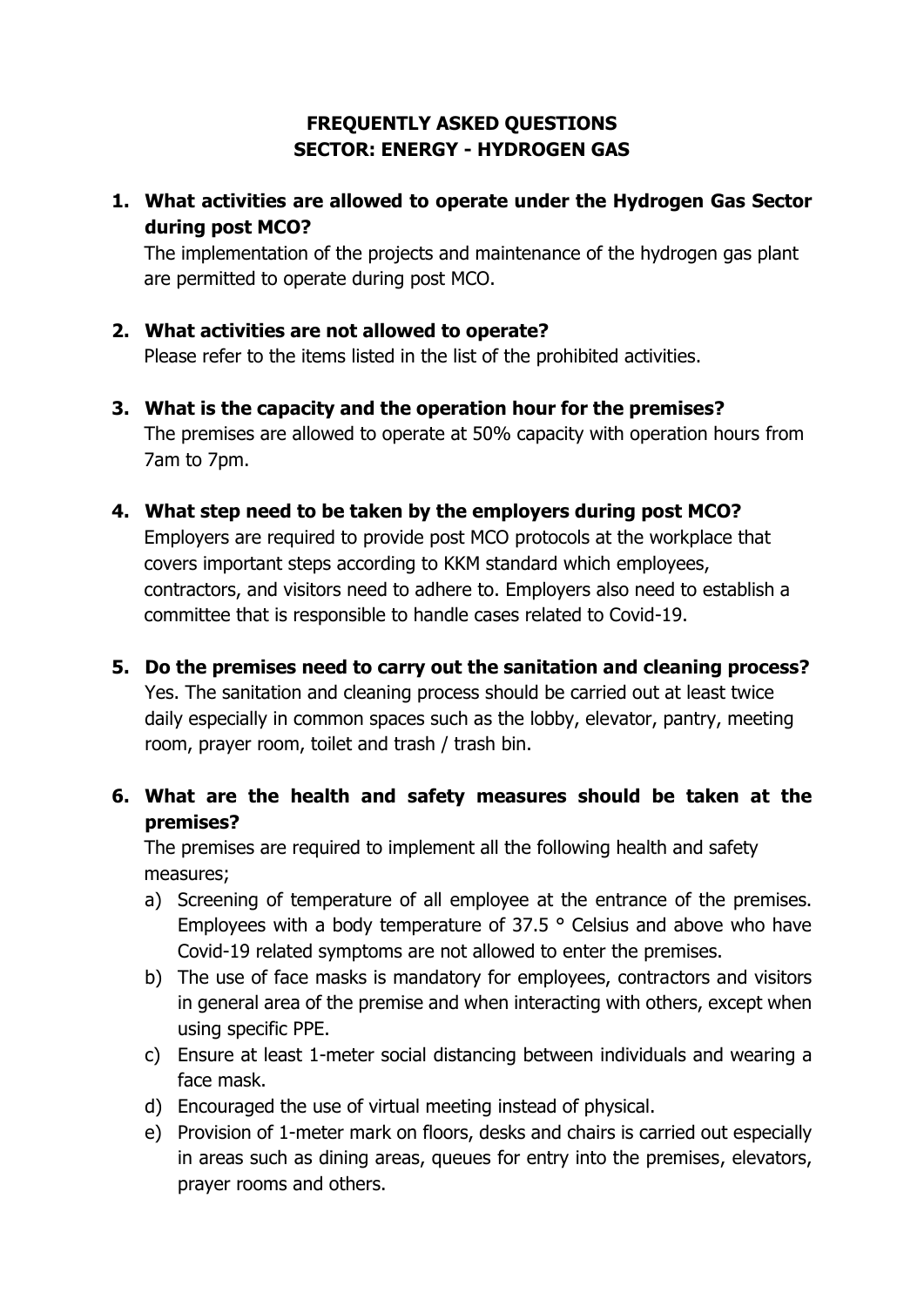# FREQUENTLY ASKED QUESTIONS
## SECTOR: ENERGY - HYDROGEN GAS

1. **What activities are allowed to operate under the Hydrogen Gas Sector during post MCO?**

   The implementation of the projects and maintenance of the hydrogen gas plant are permitted to operate during post MCO.

2. **What activities are not allowed to operate?**

   Please refer to the items listed in the list of the prohibited activities.

3. **What is the capacity and the operation hour for the premises?**

   The premises are allowed to operate at 50% capacity with operation hours from 7am to 7pm.

4. **What step need to be taken by the employers during post MCO?**

   Employers are required to provide post MCO protocols at the workplace that covers important steps according to KKM standard which employees, contractors, and visitors need to adhere to. Employers also need to establish a committee that is responsible to handle cases related to Covid-19.

5. **Do the premises need to carry out the sanitation and cleaning process?**

   Yes. The sanitation and cleaning process should be carried out at least twice daily especially in common spaces such as the lobby, elevator, pantry, meeting room, prayer room, toilet and trash / trash bin.

6. **What are the health and safety measures should be taken at the premises?**

   The premises are required to implement all the following health and safety measures;

   a) Screening of temperature of all employee at the entrance of the premises. Employees with a body temperature of 37.5 ° Celsius and above who have Covid-19 related symptoms are not allowed to enter the premises.
   b) The use of face masks is mandatory for employees, contractors and visitors in general area of the premise and when interacting with others, except when using specific PPE.
   c) Ensure at least 1-meter social distancing between individuals and wearing a face mask.
   d) Encouraged the use of virtual meeting instead of physical.
   e) Provision of 1-meter mark on floors, desks and chairs is carried out especially in areas such as dining areas, queues for entry into the premises, elevators, prayer rooms and others.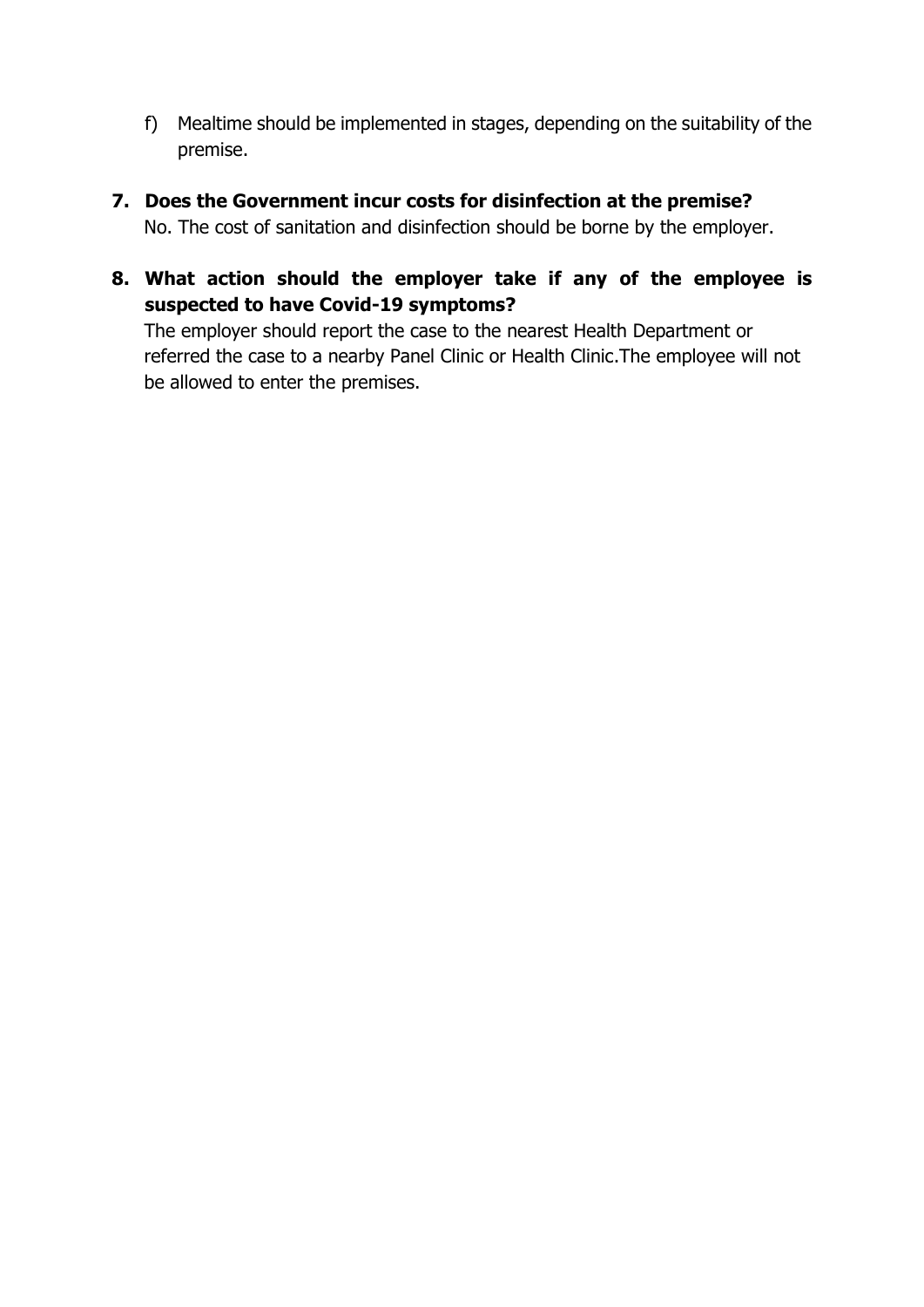f) Mealtime should be implemented in stages, depending on the suitability of the premise.

**7. Does the Government incur costs for disinfection at the premise?**

No. The cost of sanitation and disinfection should be borne by the employer.

**8. What action should the employer take if any of the employee is suspected to have Covid-19 symptoms?**

The employer should report the case to the nearest Health Department or referred the case to a nearby Panel Clinic or Health Clinic.The employee will not be allowed to enter the premises.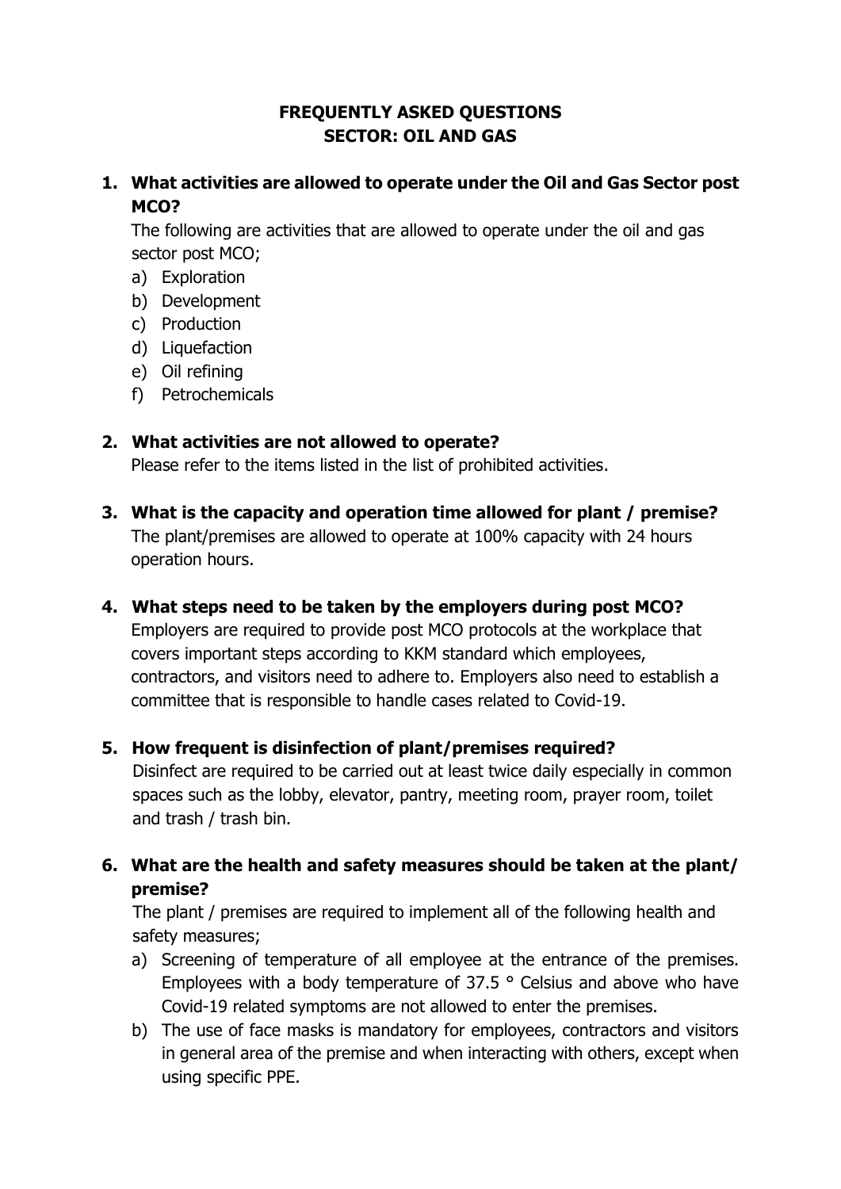# FREQUENTLY ASKED QUESTIONS
# SECTOR: OIL AND GAS

**1. What activities are allowed to operate under the Oil and Gas Sector post MCO?**

The following are activities that are allowed to operate under the oil and gas sector post MCO;

a) Exploration
b) Development
c) Production
d) Liquefaction
e) Oil refining
f) Petrochemicals

**2. What activities are not allowed to operate?**

Please refer to the items listed in the list of prohibited activities.

**3. What is the capacity and operation time allowed for plant / premise?**

The plant/premises are allowed to operate at 100% capacity with 24 hours operation hours.

**4. What steps need to be taken by the employers during post MCO?**

Employers are required to provide post MCO protocols at the workplace that covers important steps according to KKM standard which employees, contractors, and visitors need to adhere to. Employers also need to establish a committee that is responsible to handle cases related to Covid-19.

**5. How frequent is disinfection of plant/premises required?**

Disinfect are required to be carried out at least twice daily especially in common spaces such as the lobby, elevator, pantry, meeting room, prayer room, toilet and trash / trash bin.

**6. What are the health and safety measures should be taken at the plant/ premise?**

The plant / premises are required to implement all of the following health and safety measures;

a) Screening of temperature of all employee at the entrance of the premises. Employees with a body temperature of 37.5 ° Celsius and above who have Covid-19 related symptoms are not allowed to enter the premises.
b) The use of face masks is mandatory for employees, contractors and visitors in general area of the premise and when interacting with others, except when using specific PPE.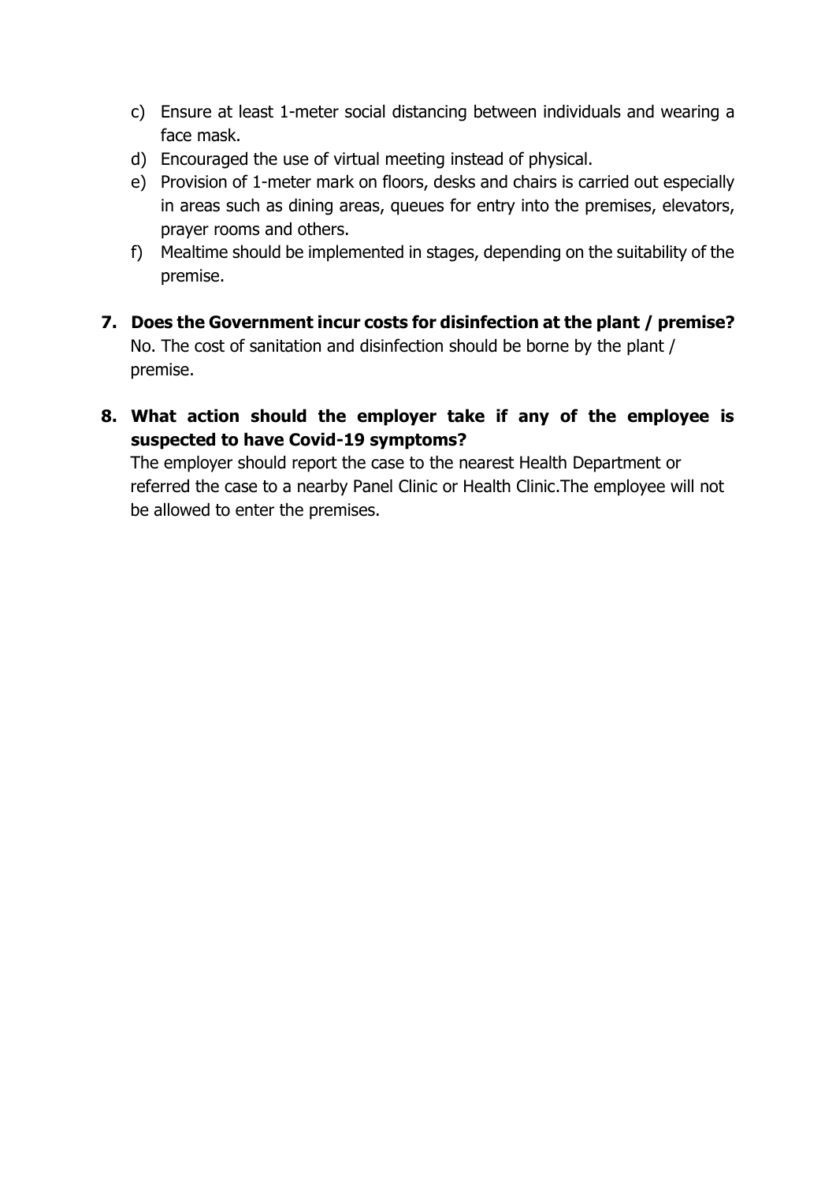c) Ensure at least 1-meter social distancing between individuals and wearing a face mask.
d) Encouraged the use of virtual meeting instead of physical.
e) Provision of 1-meter mark on floors, desks and chairs is carried out especially in areas such as dining areas, queues for entry into the premises, elevators, prayer rooms and others.
f) Mealtime should be implemented in stages, depending on the suitability of the premise.

7. **Does the Government incur costs for disinfection at the plant / premise?**
   No. The cost of sanitation and disinfection should be borne by the plant / premise.

8. **What action should the employer take if any of the employee is suspected to have Covid-19 symptoms?**
   The employer should report the case to the nearest Health Department or referred the case to a nearby Panel Clinic or Health Clinic.The employee will not be allowed to enter the premises.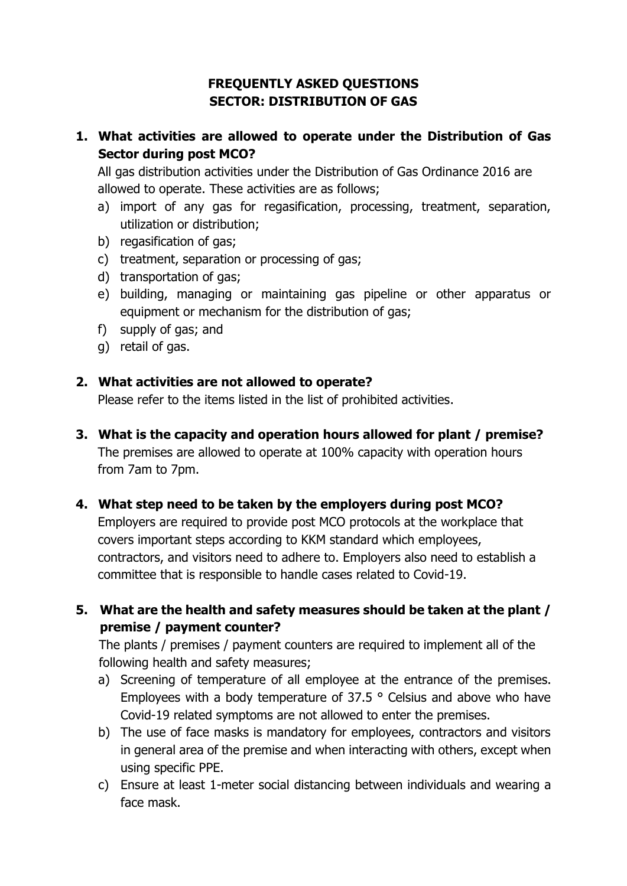# FREQUENTLY ASKED QUESTIONS
# SECTOR: DISTRIBUTION OF GAS

**1. What activities are allowed to operate under the Distribution of Gas Sector during post MCO?**

All gas distribution activities under the Distribution of Gas Ordinance 2016 are allowed to operate. These activities are as follows;

a) import of any gas for regasification, processing, treatment, separation, utilization or distribution;
b) regasification of gas;
c) treatment, separation or processing of gas;
d) transportation of gas;
e) building, managing or maintaining gas pipeline or other apparatus or equipment or mechanism for the distribution of gas;
f) supply of gas; and
g) retail of gas.

**2. What activities are not allowed to operate?**

Please refer to the items listed in the list of prohibited activities.

**3. What is the capacity and operation hours allowed for plant / premise?**

The premises are allowed to operate at 100% capacity with operation hours from 7am to 7pm.

**4. What step need to be taken by the employers during post MCO?**

Employers are required to provide post MCO protocols at the workplace that covers important steps according to KKM standard which employees, contractors, and visitors need to adhere to. Employers also need to establish a committee that is responsible to handle cases related to Covid-19.

**5. What are the health and safety measures should be taken at the plant / premise / payment counter?**

The plants / premises / payment counters are required to implement all of the following health and safety measures;

a) Screening of temperature of all employee at the entrance of the premises. Employees with a body temperature of 37.5 ° Celsius and above who have Covid-19 related symptoms are not allowed to enter the premises.
b) The use of face masks is mandatory for employees, contractors and visitors in general area of the premise and when interacting with others, except when using specific PPE.
c) Ensure at least 1-meter social distancing between individuals and wearing a face mask.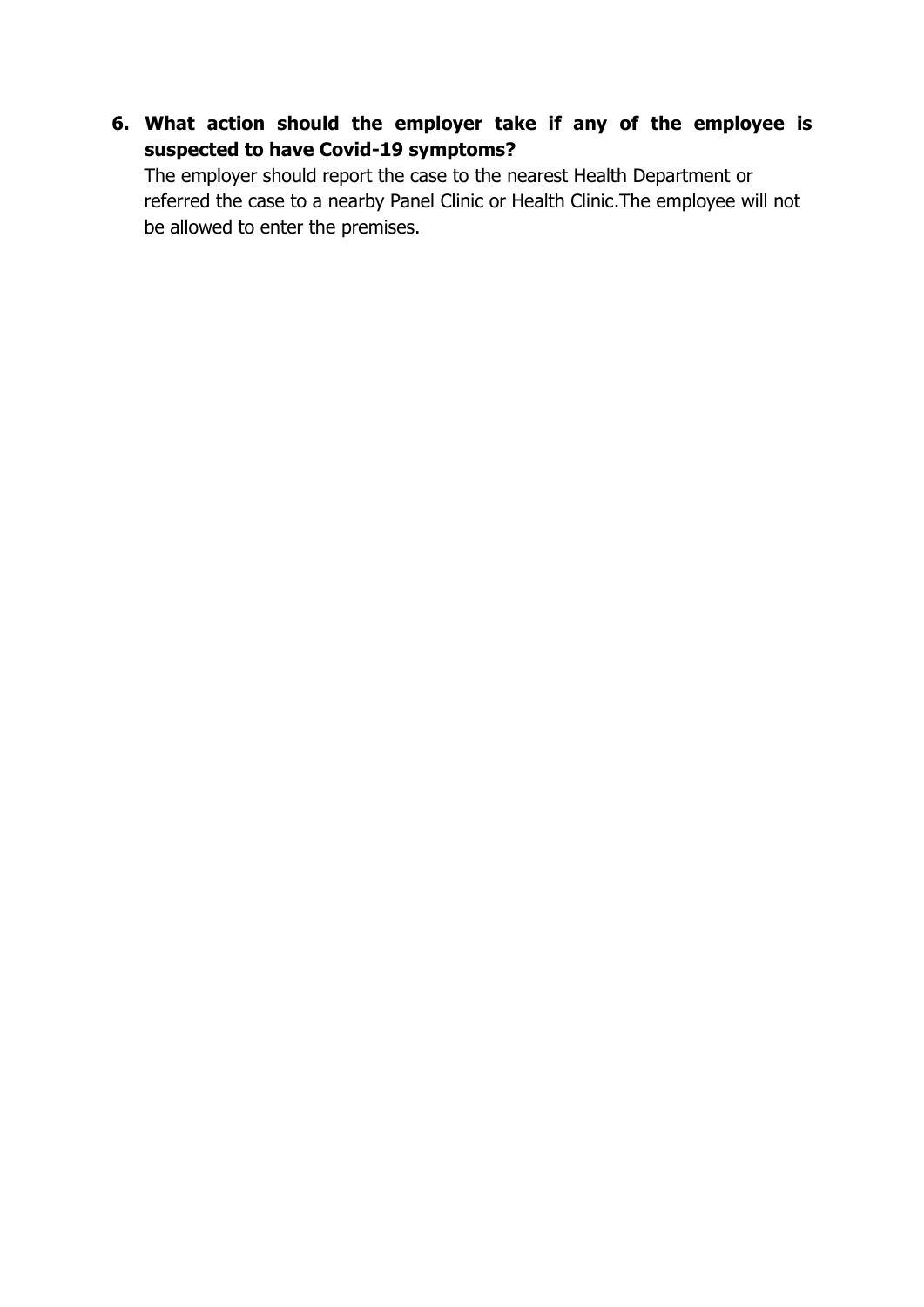6. **What action should the employer take if any of the employee is suspected to have Covid-19 symptoms?**

   The employer should report the case to the nearest Health Department or referred the case to a nearby Panel Clinic or Health Clinic.The employee will not be allowed to enter the premises.